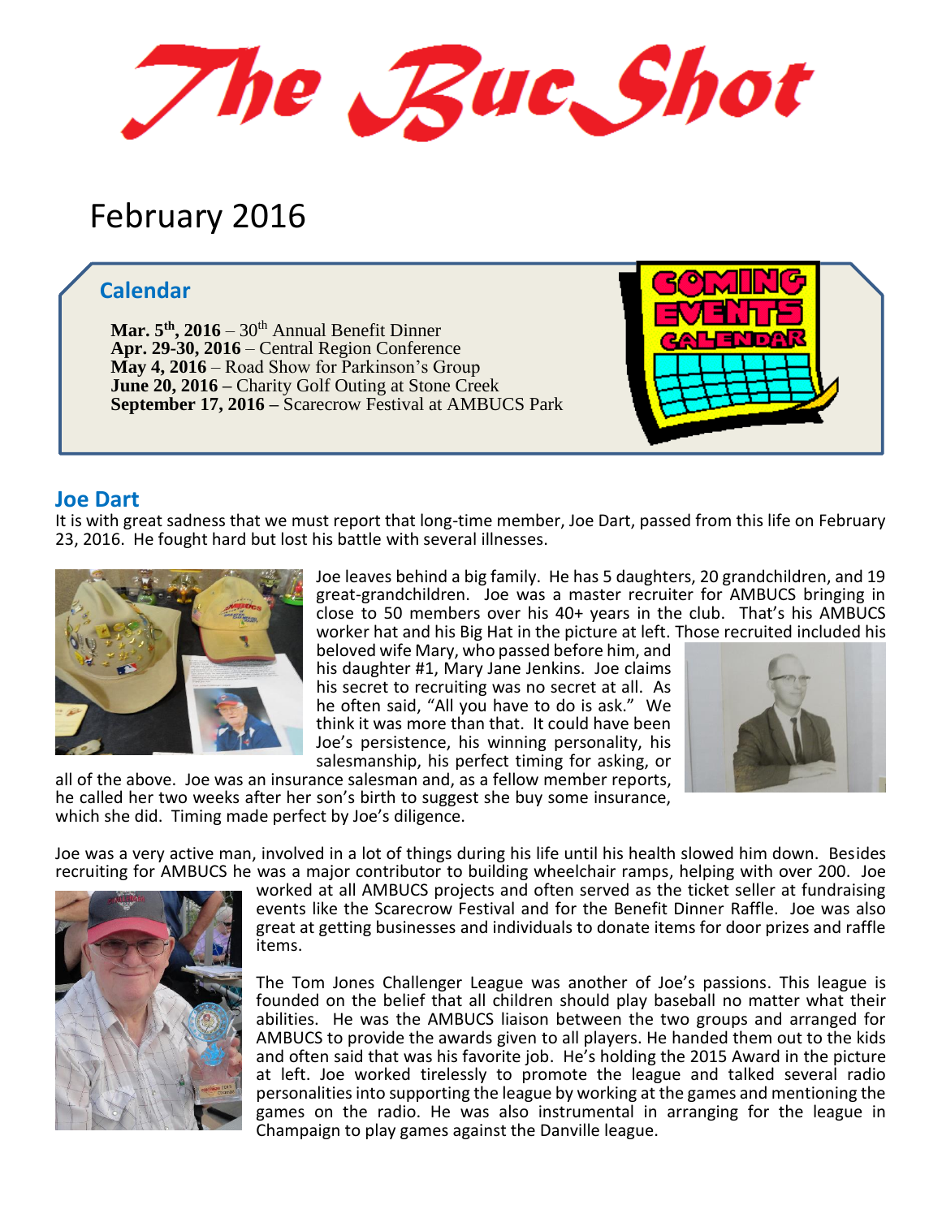# The Buc Shot

February 2016

## Calendar

**Mar. 5th, 2016** – 30th Annual Benefit Dinner
**Apr. 29-30, 2016** – Central Region Conference
**May 4, 2016** – Road Show for Parkinson's Group
**June 20, 2016 –** Charity Golf Outing at Stone Creek
**September 17, 2016 –** Scarecrow Festival at AMBUCS Park

## Joe Dart

It is with great sadness that we must report that long-time member, Joe Dart, passed from this life on February 23, 2016. He fought hard but lost his battle with several illnesses.

Joe leaves behind a big family. He has 5 daughters, 20 grandchildren, and 19 great-grandchildren. Joe was a master recruiter for AMBUCS bringing in close to 50 members over his 40+ years in the club. That's his AMBUCS worker hat and his Big Hat in the picture at left. Those recruited included his beloved wife Mary, who passed before him, and his daughter #1, Mary Jane Jenkins. Joe claims his secret to recruiting was no secret at all. As he often said, "All you have to do is ask." We think it was more than that. It could have been Joe's persistence, his winning personality, his salesmanship, his perfect timing for asking, or all of the above. Joe was an insurance salesman and, as a fellow member reports, he called her two weeks after her son's birth to suggest she buy some insurance, which she did. Timing made perfect by Joe's diligence.

Joe was a very active man, involved in a lot of things during his life until his health slowed him down. Besides recruiting for AMBUCS he was a major contributor to building wheelchair ramps, helping with over 200. Joe worked at all AMBUCS projects and often served as the ticket seller at fundraising events like the Scarecrow Festival and for the Benefit Dinner Raffle. Joe was also great at getting businesses and individuals to donate items for door prizes and raffle items.

The Tom Jones Challenger League was another of Joe's passions. This league is founded on the belief that all children should play baseball no matter what their abilities. He was the AMBUCS liaison between the two groups and arranged for AMBUCS to provide the awards given to all players. He handed them out to the kids and often said that was his favorite job. He's holding the 2015 Award in the picture at left. Joe worked tirelessly to promote the league and talked several radio personalities into supporting the league by working at the games and mentioning the games on the radio. He was also instrumental in arranging for the league in Champaign to play games against the Danville league.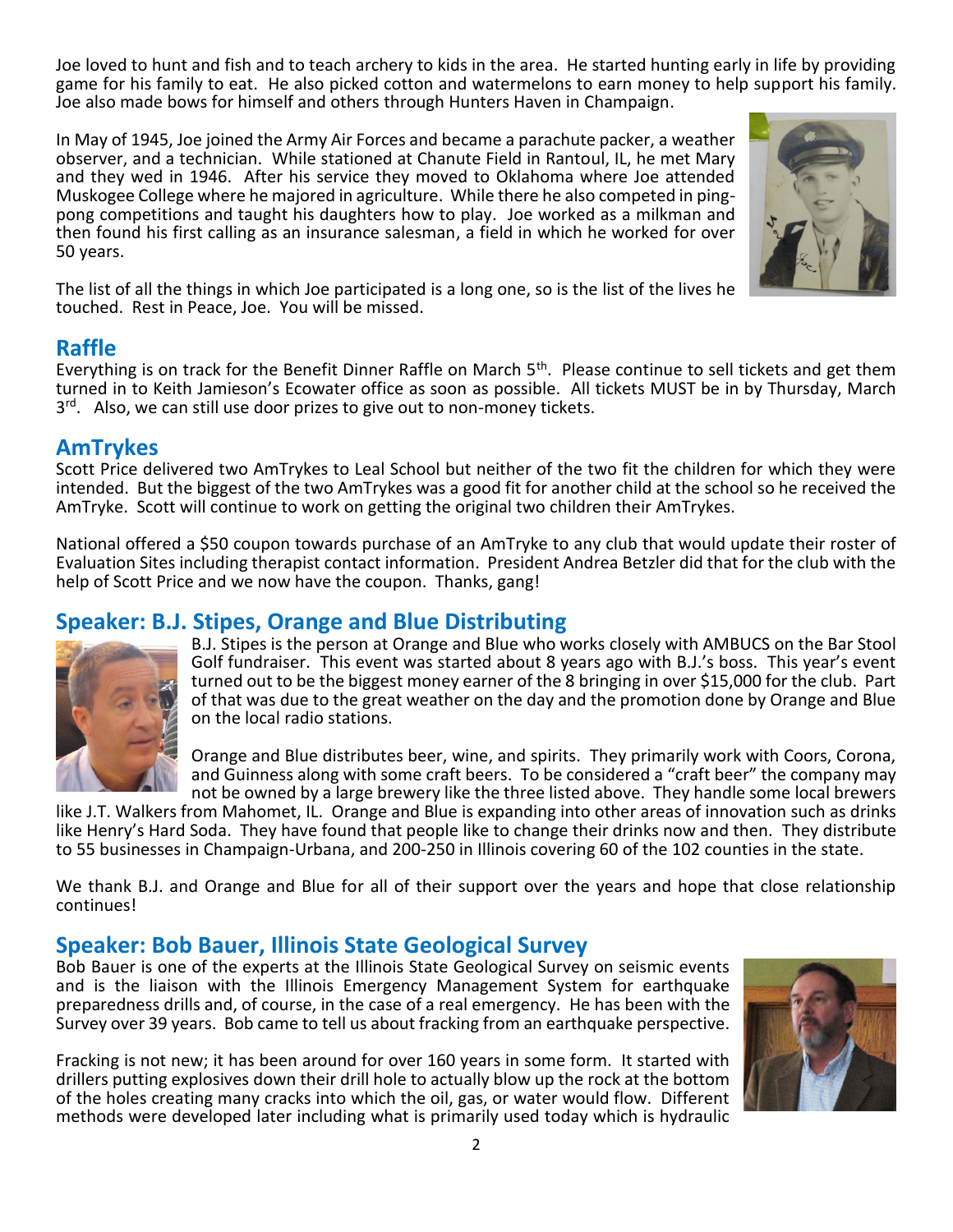Joe loved to hunt and fish and to teach archery to kids in the area. He started hunting early in life by providing game for his family to eat. He also picked cotton and watermelons to earn money to help support his family. Joe also made bows for himself and others through Hunters Haven in Champaign.

In May of 1945, Joe joined the Army Air Forces and became a parachute packer, a weather observer, and a technician. While stationed at Chanute Field in Rantoul, IL, he met Mary and they wed in 1946. After his service they moved to Oklahoma where Joe attended Muskogee College where he majored in agriculture. While there he also competed in ping-pong competitions and taught his daughters how to play. Joe worked as a milkman and then found his first calling as an insurance salesman, a field in which he worked for over 50 years.

The list of all the things in which Joe participated is a long one, so is the list of the lives he touched. Rest in Peace, Joe. You will be missed.

## Raffle

Everything is on track for the Benefit Dinner Raffle on March 5th. Please continue to sell tickets and get them turned in to Keith Jamieson's Ecowater office as soon as possible. All tickets MUST be in by Thursday, March 3rd. Also, we can still use door prizes to give out to non-money tickets.

## AmTrykes

Scott Price delivered two AmTrykes to Leal School but neither of the two fit the children for which they were intended. But the biggest of the two AmTrykes was a good fit for another child at the school so he received the AmTryke. Scott will continue to work on getting the original two children their AmTrykes.

National offered a $50 coupon towards purchase of an AmTryke to any club that would update their roster of Evaluation Sites including therapist contact information. President Andrea Betzler did that for the club with the help of Scott Price and we now have the coupon. Thanks, gang!

## Speaker: B.J. Stipes, Orange and Blue Distributing

B.J. Stipes is the person at Orange and Blue who works closely with AMBUCS on the Bar Stool Golf fundraiser. This event was started about 8 years ago with B.J.'s boss. This year's event turned out to be the biggest money earner of the 8 bringing in over $15,000 for the club. Part of that was due to the great weather on the day and the promotion done by Orange and Blue on the local radio stations.

Orange and Blue distributes beer, wine, and spirits. They primarily work with Coors, Corona, and Guinness along with some craft beers. To be considered a "craft beer" the company may not be owned by a large brewery like the three listed above. They handle some local brewers like J.T. Walkers from Mahomet, IL. Orange and Blue is expanding into other areas of innovation such as drinks like Henry's Hard Soda. They have found that people like to change their drinks now and then. They distribute to 55 businesses in Champaign-Urbana, and 200-250 in Illinois covering 60 of the 102 counties in the state.

We thank B.J. and Orange and Blue for all of their support over the years and hope that close relationship continues!

## Speaker: Bob Bauer, Illinois State Geological Survey

Bob Bauer is one of the experts at the Illinois State Geological Survey on seismic events and is the liaison with the Illinois Emergency Management System for earthquake preparedness drills and, of course, in the case of a real emergency. He has been with the Survey over 39 years. Bob came to tell us about fracking from an earthquake perspective.

Fracking is not new; it has been around for over 160 years in some form. It started with drillers putting explosives down their drill hole to actually blow up the rock at the bottom of the holes creating many cracks into which the oil, gas, or water would flow. Different methods were developed later including what is primarily used today which is hydraulic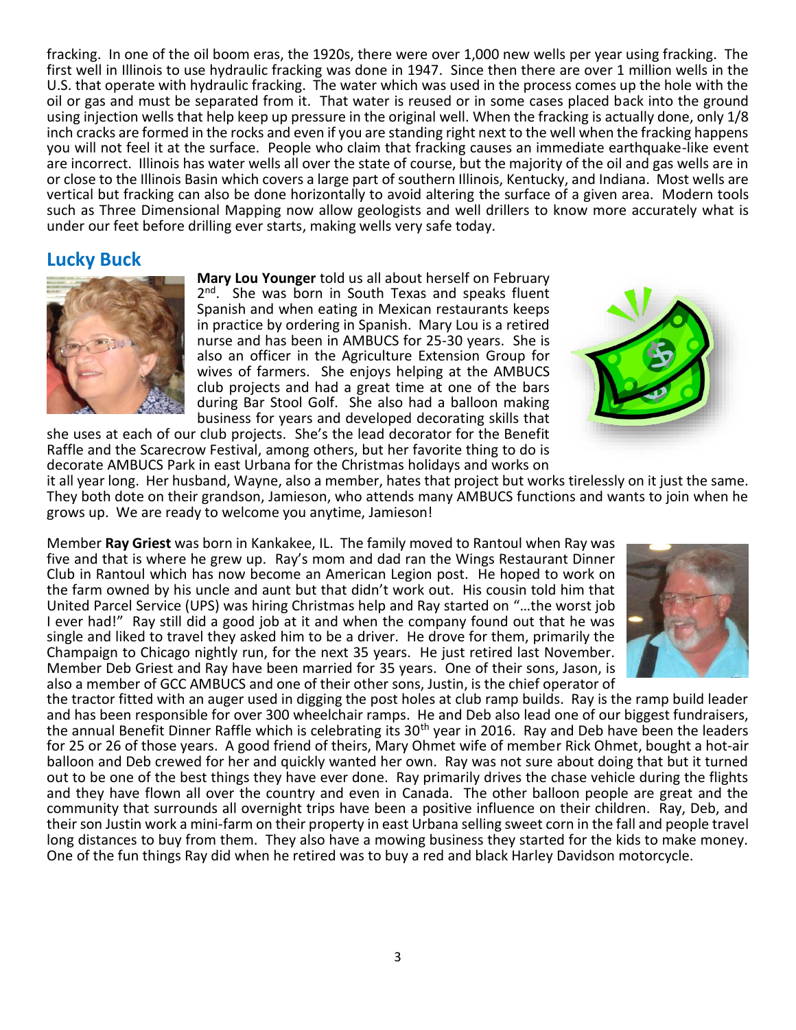fracking. In one of the oil boom eras, the 1920s, there were over 1,000 new wells per year using fracking. The first well in Illinois to use hydraulic fracking was done in 1947. Since then there are over 1 million wells in the U.S. that operate with hydraulic fracking. The water which was used in the process comes up the hole with the oil or gas and must be separated from it. That water is reused or in some cases placed back into the ground using injection wells that help keep up pressure in the original well. When the fracking is actually done, only 1/8 inch cracks are formed in the rocks and even if you are standing right next to the well when the fracking happens you will not feel it at the surface. People who claim that fracking causes an immediate earthquake-like event are incorrect. Illinois has water wells all over the state of course, but the majority of the oil and gas wells are in or close to the Illinois Basin which covers a large part of southern Illinois, Kentucky, and Indiana. Most wells are vertical but fracking can also be done horizontally to avoid altering the surface of a given area. Modern tools such as Three Dimensional Mapping now allow geologists and well drillers to know more accurately what is under our feet before drilling ever starts, making wells very safe today.

## Lucky Buck

**Mary Lou Younger** told us all about herself on February 2nd. She was born in South Texas and speaks fluent Spanish and when eating in Mexican restaurants keeps in practice by ordering in Spanish. Mary Lou is a retired nurse and has been in AMBUCS for 25-30 years. She is also an officer in the Agriculture Extension Group for wives of farmers. She enjoys helping at the AMBUCS club projects and had a great time at one of the bars during Bar Stool Golf. She also had a balloon making business for years and developed decorating skills that she uses at each of our club projects. She's the lead decorator for the Benefit Raffle and the Scarecrow Festival, among others, but her favorite thing to do is decorate AMBUCS Park in east Urbana for the Christmas holidays and works on it all year long. Her husband, Wayne, also a member, hates that project but works tirelessly on it just the same. They both dote on their grandson, Jamieson, who attends many AMBUCS functions and wants to join when he grows up. We are ready to welcome you anytime, Jamieson!

Member **Ray Griest** was born in Kankakee, IL. The family moved to Rantoul when Ray was five and that is where he grew up. Ray's mom and dad ran the Wings Restaurant Dinner Club in Rantoul which has now become an American Legion post. He hoped to work on the farm owned by his uncle and aunt but that didn't work out. His cousin told him that United Parcel Service (UPS) was hiring Christmas help and Ray started on "…the worst job I ever had!" Ray still did a good job at it and when the company found out that he was single and liked to travel they asked him to be a driver. He drove for them, primarily the Champaign to Chicago nightly run, for the next 35 years. He just retired last November. Member Deb Griest and Ray have been married for 35 years. One of their sons, Jason, is also a member of GCC AMBUCS and one of their other sons, Justin, is the chief operator of the tractor fitted with an auger used in digging the post holes at club ramp builds. Ray is the ramp build leader and has been responsible for over 300 wheelchair ramps. He and Deb also lead one of our biggest fundraisers, the annual Benefit Dinner Raffle which is celebrating its 30th year in 2016. Ray and Deb have been the leaders for 25 or 26 of those years. A good friend of theirs, Mary Ohmet wife of member Rick Ohmet, bought a hot-air balloon and Deb crewed for her and quickly wanted her own. Ray was not sure about doing that but it turned out to be one of the best things they have ever done. Ray primarily drives the chase vehicle during the flights and they have flown all over the country and even in Canada. The other balloon people are great and the community that surrounds all overnight trips have been a positive influence on their children. Ray, Deb, and their son Justin work a mini-farm on their property in east Urbana selling sweet corn in the fall and people travel long distances to buy from them. They also have a mowing business they started for the kids to make money. One of the fun things Ray did when he retired was to buy a red and black Harley Davidson motorcycle.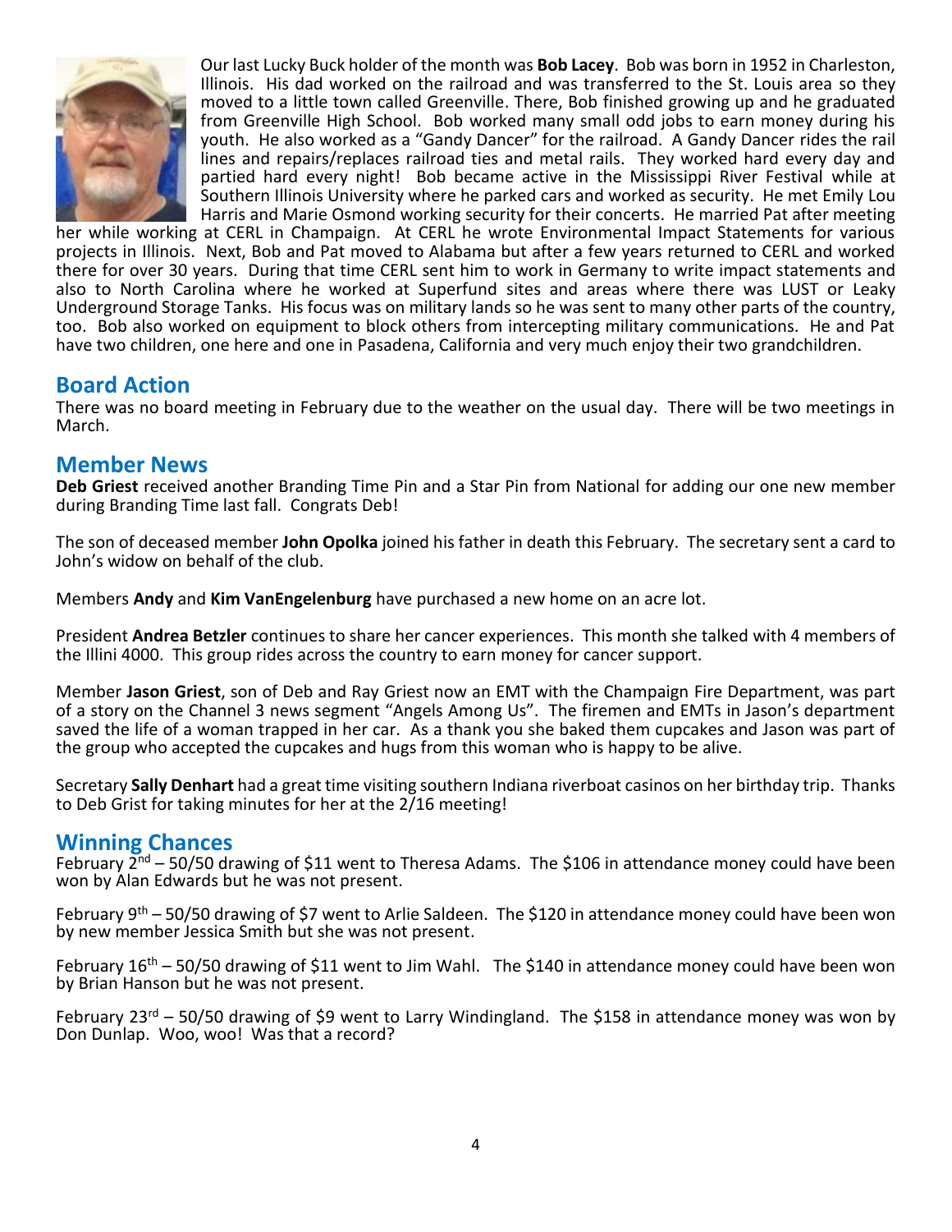Our last Lucky Buck holder of the month was **Bob Lacey**. Bob was born in 1952 in Charleston, Illinois. His dad worked on the railroad and was transferred to the St. Louis area so they moved to a little town called Greenville. There, Bob finished growing up and he graduated from Greenville High School. Bob worked many small odd jobs to earn money during his youth. He also worked as a "Gandy Dancer" for the railroad. A Gandy Dancer rides the rail lines and repairs/replaces railroad ties and metal rails. They worked hard every day and partied hard every night! Bob became active in the Mississippi River Festival while at Southern Illinois University where he parked cars and worked as security. He met Emily Lou Harris and Marie Osmond working security for their concerts. He married Pat after meeting her while working at CERL in Champaign. At CERL he wrote Environmental Impact Statements for various projects in Illinois. Next, Bob and Pat moved to Alabama but after a few years returned to CERL and worked there for over 30 years. During that time CERL sent him to work in Germany to write impact statements and also to North Carolina where he worked at Superfund sites and areas where there was LUST or Leaky Underground Storage Tanks. His focus was on military lands so he was sent to many other parts of the country, too. Bob also worked on equipment to block others from intercepting military communications. He and Pat have two children, one here and one in Pasadena, California and very much enjoy their two grandchildren.

## Board Action

There was no board meeting in February due to the weather on the usual day. There will be two meetings in March.

## Member News

**Deb Griest** received another Branding Time Pin and a Star Pin from National for adding our one new member during Branding Time last fall. Congrats Deb!

The son of deceased member **John Opolka** joined his father in death this February. The secretary sent a card to John's widow on behalf of the club.

Members **Andy** and **Kim VanEngelenburg** have purchased a new home on an acre lot.

President **Andrea Betzler** continues to share her cancer experiences. This month she talked with 4 members of the Illini 4000. This group rides across the country to earn money for cancer support.

Member **Jason Griest**, son of Deb and Ray Griest now an EMT with the Champaign Fire Department, was part of a story on the Channel 3 news segment "Angels Among Us". The firemen and EMTs in Jason's department saved the life of a woman trapped in her car. As a thank you she baked them cupcakes and Jason was part of the group who accepted the cupcakes and hugs from this woman who is happy to be alive.

Secretary **Sally Denhart** had a great time visiting southern Indiana riverboat casinos on her birthday trip. Thanks to Deb Grist for taking minutes for her at the 2/16 meeting!

## Winning Chances

February 2nd – 50/50 drawing of $11 went to Theresa Adams. The $106 in attendance money could have been won by Alan Edwards but he was not present.

February 9th – 50/50 drawing of $7 went to Arlie Saldeen. The $120 in attendance money could have been won by new member Jessica Smith but she was not present.

February 16th – 50/50 drawing of $11 went to Jim Wahl. The $140 in attendance money could have been won by Brian Hanson but he was not present.

February 23rd – 50/50 drawing of $9 went to Larry Windingland. The $158 in attendance money was won by Don Dunlap. Woo, woo! Was that a record?